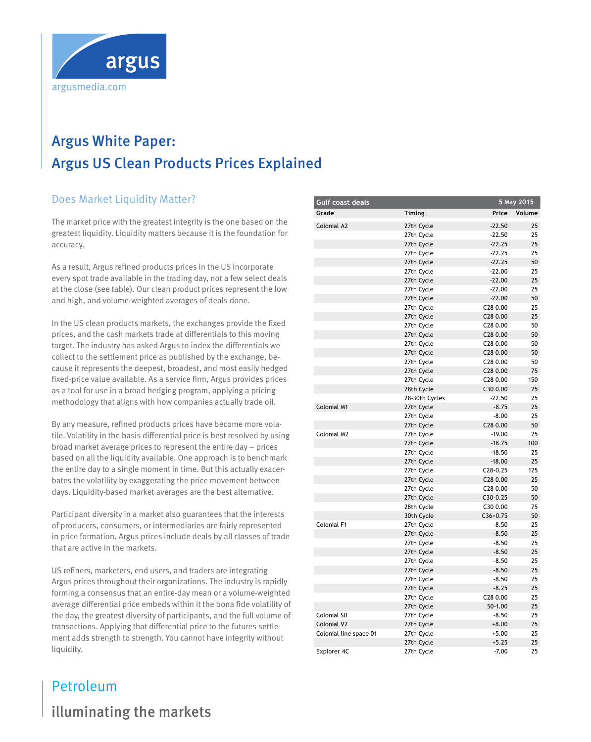argus

argusmedia.com

# Argus White Paper:
# Argus US Clean Products Prices Explained

## Does Market Liquidity Matter?

The market price with the greatest integrity is the one based on the greatest liquidity. Liquidity matters because it is the foundation for accuracy.

As a result, Argus refined products prices in the US incorporate every spot trade available in the trading day, not a few select deals at the close (see table). Our clean product prices represent the low and high, and volume-weighted averages of deals done.

In the US clean products markets, the exchanges provide the fixed prices, and the cash markets trade at differentials to this moving target. The industry has asked Argus to index the differentials we collect to the settlement price as published by the exchange, because it represents the deepest, broadest, and most easily hedged fixed-price value available. As a service firm, Argus provides prices as a tool for use in a broad hedging program, applying a pricing methodology that aligns with how companies actually trade oil.

By any measure, refined products prices have become more volatile. Volatility in the basis differential price is best resolved by using broad market average prices to represent the entire day – prices based on all the liquidity available. One approach is to benchmark the entire day to a single moment in time. But this actually exacerbates the volatility by exaggerating the price movement between days. Liquidity-based market averages are the best alternative.

Participant diversity in a market also guarantees that the interests of producers, consumers, or intermediaries are fairly represented in price formation. Argus prices include deals by all classes of trade that are active in the markets.

US refiners, marketers, end users, and traders are integrating Argus prices throughout their organizations. The industry is rapidly forming a consensus that an entire-day mean or a volume-weighted average differential price embeds within it the bona fide volatility of the day, the greatest diversity of participants, and the full volume of transactions. Applying that differential price to the futures settlement adds strength to strength. You cannot have integrity without liquidity.

| Gulf coast deals | | | 5 May 2015 |
|---|---|---|---|
| **Grade** | **Timing** | **Price** | **Volume** |
| Colonial A2 | 27th Cycle | -22.50 | 25 |
| | 27th Cycle | -22.50 | 25 |
| | 27th Cycle | -22.25 | 25 |
| | 27th Cycle | -22.25 | 25 |
| | 27th Cycle | -22.25 | 50 |
| | 27th Cycle | -22.00 | 25 |
| | 27th Cycle | -22.00 | 25 |
| | 27th Cycle | -22.00 | 25 |
| | 27th Cycle | -22.00 | 50 |
| | 27th Cycle | C28 0.00 | 25 |
| | 27th Cycle | C28 0.00 | 25 |
| | 27th Cycle | C28 0.00 | 50 |
| | 27th Cycle | C28 0.00 | 50 |
| | 27th Cycle | C28 0.00 | 50 |
| | 27th Cycle | C28 0.00 | 50 |
| | 27th Cycle | C28 0.00 | 50 |
| | 27th Cycle | C28 0.00 | 75 |
| | 27th Cycle | C28 0.00 | 150 |
| | 28th Cycle | C30 0.00 | 25 |
| | 28-30th Cycles | -22.50 | 25 |
| Colonial M1 | 27th Cycle | -8.75 | 25 |
| | 27th Cycle | -8.00 | 25 |
| | 27th Cycle | C28 0.00 | 50 |
| Colonial M2 | 27th Cycle | -19.00 | 25 |
| | 27th Cycle | -18.75 | 100 |
| | 27th Cycle | -18.50 | 25 |
| | 27th Cycle | -18.00 | 25 |
| | 27th Cycle | C28-0.25 | 125 |
| | 27th Cycle | C28 0.00 | 25 |
| | 27th Cycle | C28 0.00 | 50 |
| | 27th Cycle | C30-0.25 | 50 |
| | 28th Cycle | C30 0.00 | 75 |
| | 30th Cycle | C36+0.75 | 50 |
| Colonial F1 | 27th Cycle | -8.50 | 25 |
| | 27th Cycle | -8.50 | 25 |
| | 27th Cycle | -8.50 | 25 |
| | 27th Cycle | -8.50 | 25 |
| | 27th Cycle | -8.50 | 25 |
| | 27th Cycle | -8.50 | 25 |
| | 27th Cycle | -8.50 | 25 |
| | 27th Cycle | -8.25 | 25 |
| | 27th Cycle | C28 0.00 | 25 |
| | 27th Cycle | S0-1.00 | 25 |
| Colonial S0 | 27th Cycle | -8.50 | 25 |
| Colonial V2 | 27th Cycle | +8.00 | 25 |
| Colonial line space 01 | 27th Cycle | +5.00 | 25 |
| | 27th Cycle | +5.25 | 25 |
| Explorer 4C | 27th Cycle | -7.00 | 25 |

Petroleum

illuminating the markets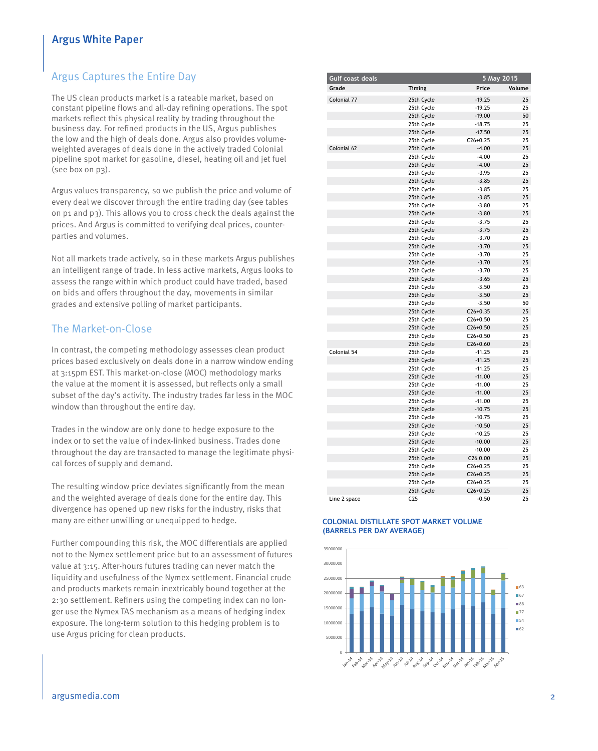## Argus Captures the Entire Day

The US clean products market is a rateable market, based on constant pipeline flows and all-day refining operations. The spot markets reflect this physical reality by trading throughout the business day. For refined products in the US, Argus publishes the low and the high of deals done. Argus also provides volume-weighted averages of deals done in the actively traded Colonial pipeline spot market for gasoline, diesel, heating oil and jet fuel (see box on p3).

Argus values transparency, so we publish the price and volume of every deal we discover through the entire trading day (see tables on p1 and p3). This allows you to cross check the deals against the prices. And Argus is committed to verifying deal prices, counterparties and volumes.

Not all markets trade actively, so in these markets Argus publishes an intelligent range of trade. In less active markets, Argus looks to assess the range within which product could have traded, based on bids and offers throughout the day, movements in similar grades and extensive polling of market participants.

## The Market-on-Close

In contrast, the competing methodology assesses clean product prices based exclusively on deals done in a narrow window ending at 3:15pm EST. This market-on-close (MOC) methodology marks the value at the moment it is assessed, but reflects only a small subset of the day's activity. The industry trades far less in the MOC window than throughout the entire day.

Trades in the window are only done to hedge exposure to the index or to set the value of index-linked business. Trades done throughout the day are transacted to manage the legitimate physical forces of supply and demand.

The resulting window price deviates significantly from the mean and the weighted average of deals done for the entire day. This divergence has opened up new risks for the industry, risks that many are either unwilling or unequipped to hedge.

Further compounding this risk, the MOC differentials are applied not to the Nymex settlement price but to an assessment of futures value at 3:15. After-hours futures trading can never match the liquidity and usefulness of the Nymex settlement. Financial crude and products markets remain inextricably bound together at the 2:30 settlement. Refiners using the competing index can no longer use the Nymex TAS mechanism as a means of hedging index exposure. The long-term solution to this hedging problem is to use Argus pricing for clean products.

| Gulf coast deals | | 5 May 2015 | |
|---|---|---|---|
| **Grade** | **Timing** | **Price** | **Volume** |
| Colonial 77 | 25th Cycle | -19.25 | 25 |
| | 25th Cycle | -19.25 | 25 |
| | 25th Cycle | -19.00 | 50 |
| | 25th Cycle | -18.75 | 25 |
| | 25th Cycle | -17.50 | 25 |
| | 25th Cycle | C26+0.25 | 25 |
| Colonial 62 | 25th Cycle | -4.00 | 25 |
| | 25th Cycle | -4.00 | 25 |
| | 25th Cycle | -4.00 | 25 |
| | 25th Cycle | -3.95 | 25 |
| | 25th Cycle | -3.85 | 25 |
| | 25th Cycle | -3.85 | 25 |
| | 25th Cycle | -3.85 | 25 |
| | 25th Cycle | -3.80 | 25 |
| | 25th Cycle | -3.80 | 25 |
| | 25th Cycle | -3.75 | 25 |
| | 25th Cycle | -3.75 | 25 |
| | 25th Cycle | -3.70 | 25 |
| | 25th Cycle | -3.70 | 25 |
| | 25th Cycle | -3.70 | 25 |
| | 25th Cycle | -3.70 | 25 |
| | 25th Cycle | -3.70 | 25 |
| | 25th Cycle | -3.65 | 25 |
| | 25th Cycle | -3.50 | 25 |
| | 25th Cycle | -3.50 | 25 |
| | 25th Cycle | -3.50 | 50 |
| | 25th Cycle | C26+0.35 | 25 |
| | 25th Cycle | C26+0.50 | 25 |
| | 25th Cycle | C26+0.50 | 25 |
| | 25th Cycle | C26+0.50 | 25 |
| | 25th Cycle | C26+0.60 | 25 |
| Colonial 54 | 25th Cycle | -11.25 | 25 |
| | 25th Cycle | -11.25 | 25 |
| | 25th Cycle | -11.25 | 25 |
| | 25th Cycle | -11.00 | 25 |
| | 25th Cycle | -11.00 | 25 |
| | 25th Cycle | -11.00 | 25 |
| | 25th Cycle | -11.00 | 25 |
| | 25th Cycle | -10.75 | 25 |
| | 25th Cycle | -10.75 | 25 |
| | 25th Cycle | -10.50 | 25 |
| | 25th Cycle | -10.25 | 25 |
| | 25th Cycle | -10.00 | 25 |
| | 25th Cycle | -10.00 | 25 |
| | 25th Cycle | C26 0.00 | 25 |
| | 25th Cycle | C26+0.25 | 25 |
| | 25th Cycle | C26+0.25 | 25 |
| | 25th Cycle | C26+0.25 | 25 |
| | 25th Cycle | C26+0.25 | 25 |
| Line 2 space | C25 | -0.50 | 25 |

**COLONIAL DISTILLATE SPOT MARKET VOLUME (BARRELS PER DAY AVERAGE)**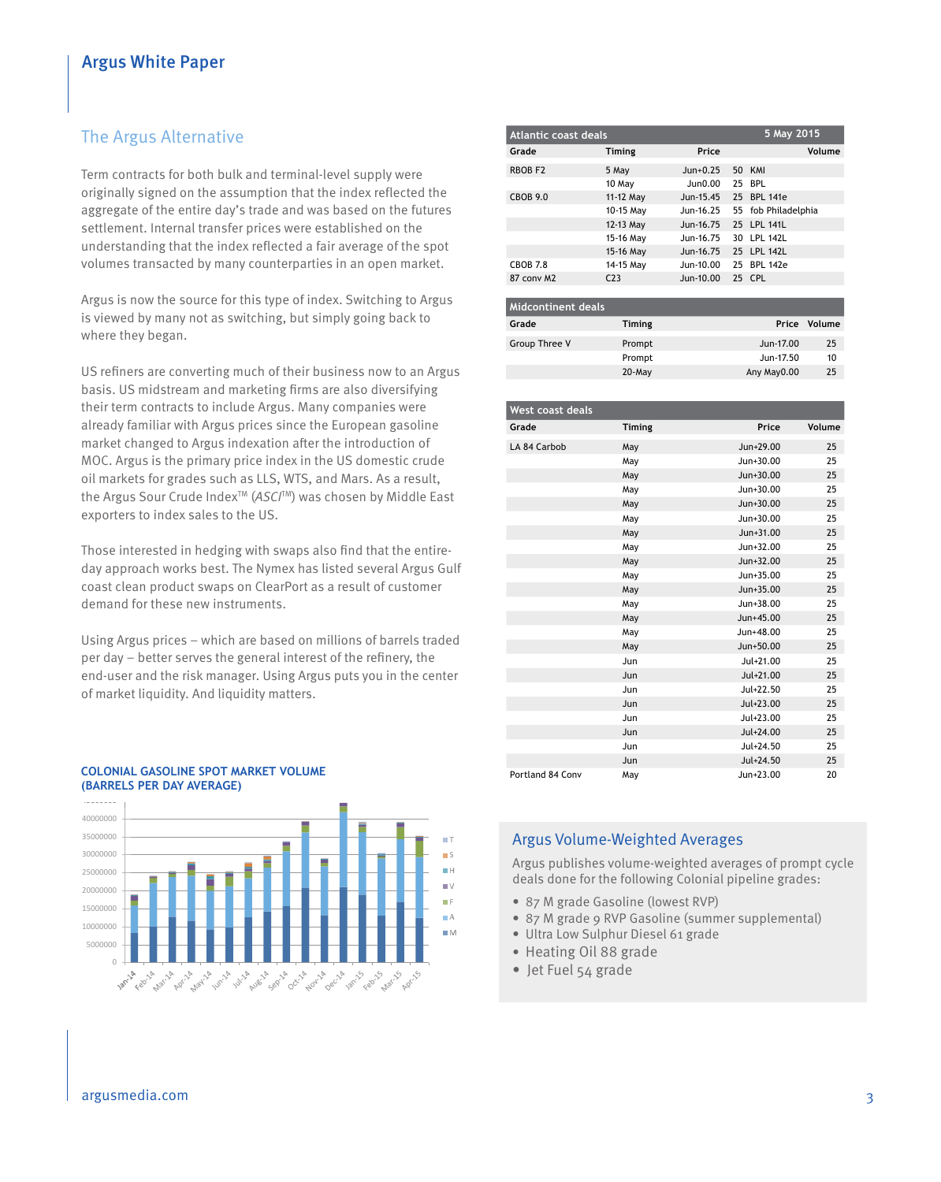## The Argus Alternative

Term contracts for both bulk and terminal-level supply were originally signed on the assumption that the index reflected the aggregate of the entire day's trade and was based on the futures settlement. Internal transfer prices were established on the understanding that the index reflected a fair average of the spot volumes transacted by many counterparties in an open market.

Argus is now the source for this type of index. Switching to Argus is viewed by many not as switching, but simply going back to where they began.

US refiners are converting much of their business now to an Argus basis. US midstream and marketing firms are also diversifying their term contracts to include Argus. Many companies were already familiar with Argus prices since the European gasoline market changed to Argus indexation after the introduction of MOC. Argus is the primary price index in the US domestic crude oil markets for grades such as LLS, WTS, and Mars. As a result, the Argus Sour Crude Index™ (*ASCI*™) was chosen by Middle East exporters to index sales to the US.

Those interested in hedging with swaps also find that the entire-day approach works best. The Nymex has listed several Argus Gulf coast clean product swaps on ClearPort as a result of customer demand for these new instruments.

Using Argus prices – which are based on millions of barrels traded per day – better serves the general interest of the refinery, the end-user and the risk manager. Using Argus puts you in the center of market liquidity. And liquidity matters.

**COLONIAL GASOLINE SPOT MARKET VOLUME (BARRELS PER DAY AVERAGE)**

| Atlantic coast deals | | | 5 May 2015 |
|---|---|---|---|
| Grade | Timing | Price | Volume |
| RBOB F2 | 5 May | Jun+0.25 | 50 KMI |
| | 10 May | Jun0.00 | 25 BPL |
| CBOB 9.0 | 11-12 May | Jun-15.45 | 25 BPL 141e |
| | 10-15 May | Jun-16.25 | 55 fob Philadelphia |
| | 12-13 May | Jun-16.75 | 25 LPL 141L |
| | 15-16 May | Jun-16.75 | 30 LPL 142L |
| | 15-16 May | Jun-16.75 | 25 LPL 142L |
| CBOB 7.8 | 14-15 May | Jun-10.00 | 25 BPL 142e |
| 87 conv M2 | C23 | Jun-10.00 | 25 CPL |

| Midcontinent deals | | | |
|---|---|---|---|
| Grade | Timing | Price | Volume |
| Group Three V | Prompt | Jun-17.00 | 25 |
| | Prompt | Jun-17.50 | 10 |
| | 20-May | Any May0.00 | 25 |

| West coast deals | | | |
|---|---|---|---|
| Grade | Timing | Price | Volume |
| LA 84 Carbob | May | Jun+29.00 | 25 |
| | May | Jun+30.00 | 25 |
| | May | Jun+30.00 | 25 |
| | May | Jun+30.00 | 25 |
| | May | Jun+30.00 | 25 |
| | May | Jun+30.00 | 25 |
| | May | Jun+31.00 | 25 |
| | May | Jun+32.00 | 25 |
| | May | Jun+32.00 | 25 |
| | May | Jun+35.00 | 25 |
| | May | Jun+35.00 | 25 |
| | May | Jun+38.00 | 25 |
| | May | Jun+45.00 | 25 |
| | May | Jun+48.00 | 25 |
| | May | Jun+50.00 | 25 |
| | Jun | Jul+21.00 | 25 |
| | Jun | Jul+21.00 | 25 |
| | Jun | Jul+22.50 | 25 |
| | Jun | Jul+23.00 | 25 |
| | Jun | Jul+23.00 | 25 |
| | Jun | Jul+24.00 | 25 |
| | Jun | Jul+24.50 | 25 |
| | Jun | Jul+24.50 | 25 |
| Portland 84 Conv | May | Jun+23.00 | 20 |

## Argus Volume-Weighted Averages

Argus publishes volume-weighted averages of prompt cycle deals done for the following Colonial pipeline grades:

- 87 M grade Gasoline (lowest RVP)
- 87 M grade 9 RVP Gasoline (summer supplemental)
- Ultra Low Sulphur Diesel 61 grade
- Heating Oil 88 grade
- Jet Fuel 54 grade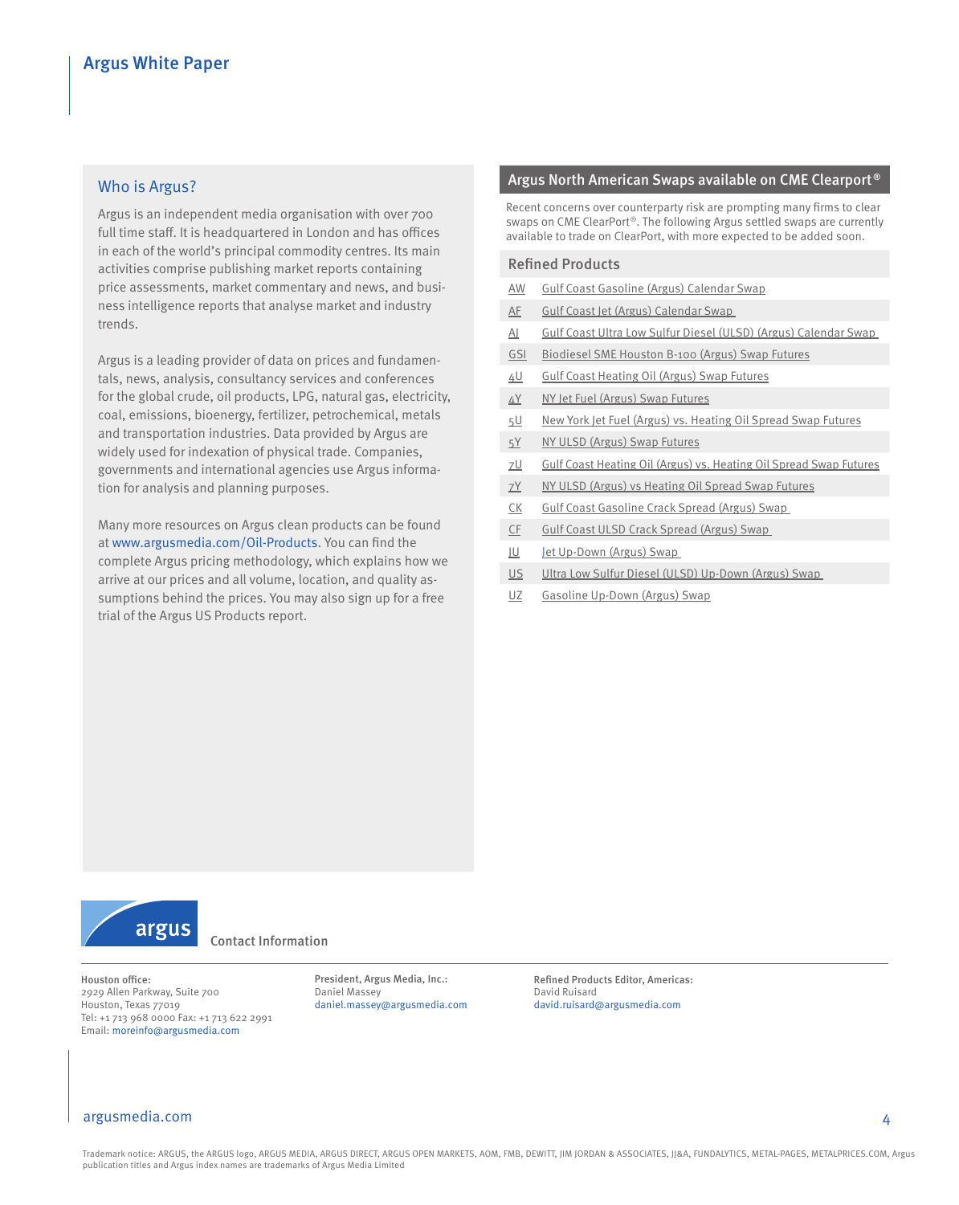## Who is Argus?

Argus is an independent media organisation with over 700 full time staff. It is headquartered in London and has offices in each of the world's principal commodity centres. Its main activities comprise publishing market reports containing price assessments, market commentary and news, and business intelligence reports that analyse market and industry trends.

Argus is a leading provider of data on prices and fundamentals, news, analysis, consultancy services and conferences for the global crude, oil products, LPG, natural gas, electricity, coal, emissions, bioenergy, fertilizer, petrochemical, metals and transportation industries. Data provided by Argus are widely used for indexation of physical trade. Companies, governments and international agencies use Argus information for analysis and planning purposes.

Many more resources on Argus clean products can be found at www.argusmedia.com/Oil-Products. You can find the complete Argus pricing methodology, which explains how we arrive at our prices and all volume, location, and quality assumptions behind the prices. You may also sign up for a free trial of the Argus US Products report.

## Argus North American Swaps available on CME Clearport®

Recent concerns over counterparty risk are prompting many firms to clear swaps on CME ClearPort®. The following Argus settled swaps are currently available to trade on ClearPort, with more expected to be added soon.

### Refined Products

| | |
|---|---|
| AW | Gulf Coast Gasoline (Argus) Calendar Swap |
| AF | Gulf Coast Jet (Argus) Calendar Swap |
| AJ | Gulf Coast Ultra Low Sulfur Diesel (ULSD) (Argus) Calendar Swap |
| GSI | Biodiesel SME Houston B-100 (Argus) Swap Futures |
| 4U | Gulf Coast Heating Oil (Argus) Swap Futures |
| 4Y | NY Jet Fuel (Argus) Swap Futures |
| 5U | New York Jet Fuel (Argus) vs. Heating Oil Spread Swap Futures |
| 5Y | NY ULSD (Argus) Swap Futures |
| 7U | Gulf Coast Heating Oil (Argus) vs. Heating Oil Spread Swap Futures |
| 7Y | NY ULSD (Argus) vs Heating Oil Spread Swap Futures |
| CK | Gulf Coast Gasoline Crack Spread (Argus) Swap |
| CF | Gulf Coast ULSD Crack Spread (Argus) Swap |
| JU | Jet Up-Down (Argus) Swap |
| US | Ultra Low Sulfur Diesel (ULSD) Up-Down (Argus) Swap |
| UZ | Gasoline Up-Down (Argus) Swap |

argus

### Contact Information

**Houston office:**
2929 Allen Parkway, Suite 700
Houston, Texas 77019
Tel: +1 713 968 0000 Fax: +1 713 622 2991
Email: moreinfo@argusmedia.com

**President, Argus Media, Inc.:**
Daniel Massey
daniel.massey@argusmedia.com

**Refined Products Editor, Americas:**
David Ruisard
david.ruisard@argusmedia.com

argusmedia.com

Trademark notice: ARGUS, the ARGUS logo, ARGUS MEDIA, ARGUS DIRECT, ARGUS OPEN MARKETS, AOM, FMB, DEWITT, JIM JORDAN & ASSOCIATES, JJ&A, FUNDALYTICS, METAL-PAGES, METALPRICES.COM, Argus publication titles and Argus index names are trademarks of Argus Media Limited